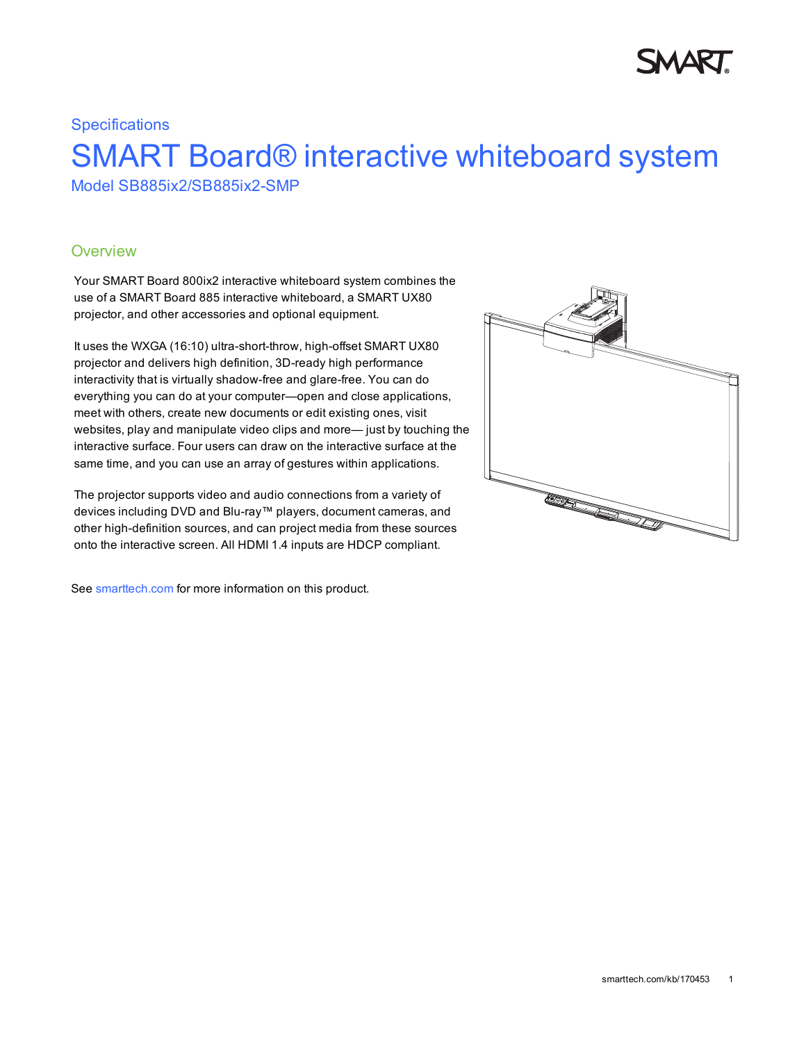Specifications

# SMART Board® interactive whiteboard system

Model SB885ix2/SB885ix2-SMP

## Overview

Your SMART Board 800ix2 interactive whiteboard system combines the use of a SMART Board 885 interactive whiteboard, a SMART UX80 projector, and other accessories and optional equipment.

It uses the WXGA (16:10) ultra-short-throw, high-offset SMART UX80 projector and delivers high definition, 3D-ready high performance interactivity that is virtually shadow-free and glare-free. You can do everything you can do at your computer—open and close applications, meet with others, create new documents or edit existing ones, visit websites, play and manipulate video clips and more— just by touching the interactive surface. Four users can draw on the interactive surface at the same time, and you can use an array of gestures within applications.

The projector supports video and audio connections from a variety of devices including DVD and Blu-ray™ players, document cameras, and other high-definition sources, and can project media from these sources onto the interactive screen. All HDMI 1.4 inputs are HDCP compliant.

See smarttech.com for more information on this product.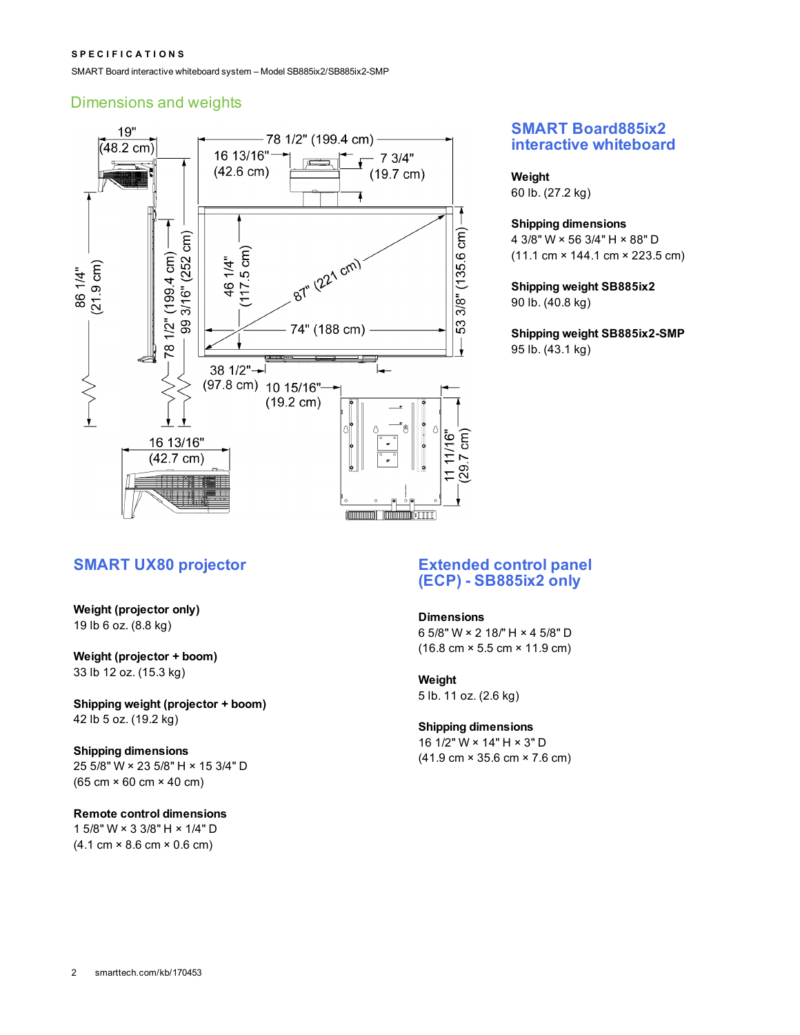SPECIFICATIONS

SMART Board interactive whiteboard system – Model SB885ix2/SB885ix2-SMP

## Dimensions and weights

19" (48.2 cm)

78 1/2" (199.4 cm)

16 13/16" (42.6 cm)

7 3/4" (19.7 cm)

86 1/4" (21.9 cm)

78 1/2" (199.4 cm)

99 3/16" (252 cm)

46 1/4" (117.5 cm)

87" (221 cm)

74" (188 cm)

53 3/8" (135.6 cm)

38 1/2" (97.8 cm)

10 15/16" (19.2 cm)

16 13/16" (42.7 cm)

11 11/16" (29.7 cm)

### SMART Board885ix2 interactive whiteboard

**Weight**
60 lb. (27.2 kg)

**Shipping dimensions**
4 3/8" W × 56 3/4" H × 88" D
(11.1 cm × 144.1 cm × 223.5 cm)

**Shipping weight SB885ix2**
90 lb. (40.8 kg)

**Shipping weight SB885ix2-SMP**
95 lb. (43.1 kg)

### SMART UX80 projector

**Weight (projector only)**
19 lb 6 oz. (8.8 kg)

**Weight (projector + boom)**
33 lb 12 oz. (15.3 kg)

**Shipping weight (projector + boom)**
42 lb 5 oz. (19.2 kg)

**Shipping dimensions**
25 5/8" W × 23 5/8" H × 15 3/4" D
(65 cm × 60 cm × 40 cm)

**Remote control dimensions**
1 5/8" W × 3 3/8" H × 1/4" D
(4.1 cm × 8.6 cm × 0.6 cm)

### Extended control panel (ECP) - SB885ix2 only

**Dimensions**
6 5/8" W × 2 18/" H × 4 5/8" D
(16.8 cm × 5.5 cm × 11.9 cm)

**Weight**
5 lb. 11 oz. (2.6 kg)

**Shipping dimensions**
16 1/2" W × 14" H × 3" D
(41.9 cm × 35.6 cm × 7.6 cm)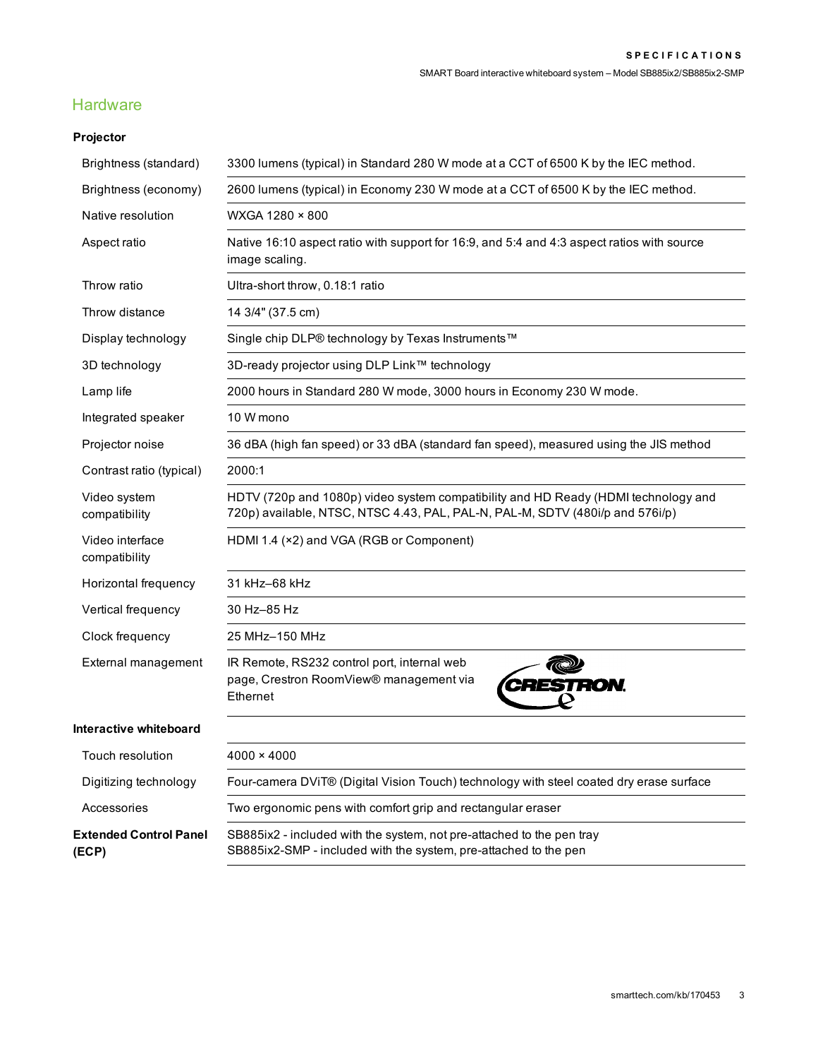## Hardware

### Projector

| | |
|---|---|
| Brightness (standard) | 3300 lumens (typical) in Standard 280 W mode at a CCT of 6500 K by the IEC method. |
| Brightness (economy) | 2600 lumens (typical) in Economy 230 W mode at a CCT of 6500 K by the IEC method. |
| Native resolution | WXGA 1280 × 800 |
| Aspect ratio | Native 16:10 aspect ratio with support for 16:9, and 5:4 and 4:3 aspect ratios with source image scaling. |
| Throw ratio | Ultra-short throw, 0.18:1 ratio |
| Throw distance | 14 3/4" (37.5 cm) |
| Display technology | Single chip DLP® technology by Texas Instruments™ |
| 3D technology | 3D-ready projector using DLP Link™ technology |
| Lamp life | 2000 hours in Standard 280 W mode, 3000 hours in Economy 230 W mode. |
| Integrated speaker | 10 W mono |
| Projector noise | 36 dBA (high fan speed) or 33 dBA (standard fan speed), measured using the JIS method |
| Contrast ratio (typical) | 2000:1 |
| Video system compatibility | HDTV (720p and 1080p) video system compatibility and HD Ready (HDMI technology and 720p) available, NTSC, NTSC 4.43, PAL, PAL-N, PAL-M, SDTV (480i/p and 576i/p) |
| Video interface compatibility | HDMI 1.4 (×2) and VGA (RGB or Component) |
| Horizontal frequency | 31 kHz–68 kHz |
| Vertical frequency | 30 Hz–85 Hz |
| Clock frequency | 25 MHz–150 MHz |
| External management | IR Remote, RS232 control port, internal web page, Crestron RoomView® management via Ethernet |

### Interactive whiteboard

| | |
|---|---|
| Touch resolution | 4000 × 4000 |
| Digitizing technology | Four-camera DViT® (Digital Vision Touch) technology with steel coated dry erase surface |
| Accessories | Two ergonomic pens with comfort grip and rectangular eraser |
| **Extended Control Panel (ECP)** | SB885ix2 - included with the system, not pre-attached to the pen tray<br>SB885ix2-SMP - included with the system, pre-attached to the pen |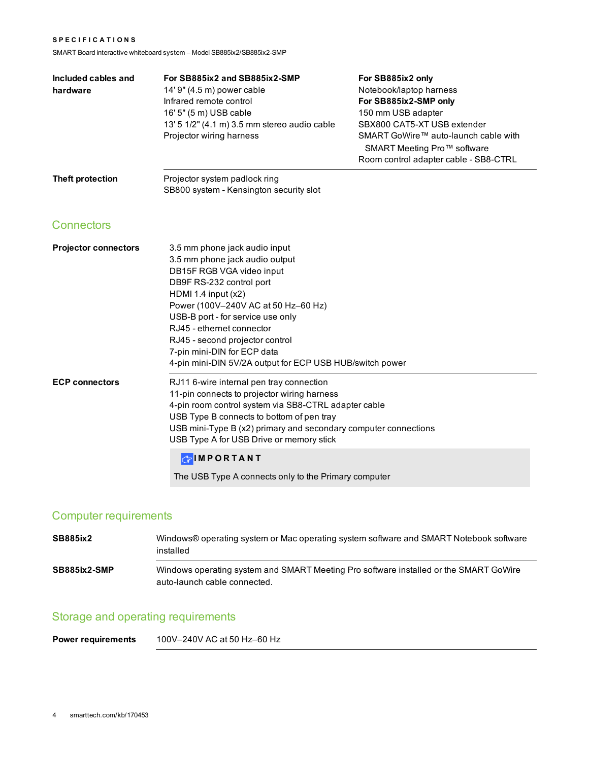| | | |
|---|---|---|
| **Included cables and hardware** | **For SB885ix2 and SB885ix2-SMP**<br>14' 9" (4.5 m) power cable<br>Infrared remote control<br>16' 5" (5 m) USB cable<br>13' 5 1/2" (4.1 m) 3.5 mm stereo audio cable<br>Projector wiring harness | **For SB885ix2 only**<br>Notebook/laptop harness<br>**For SB885ix2-SMP only**<br>150 mm USB adapter<br>SBX800 CAT5-XT USB extender<br>SMART GoWire™ auto-launch cable with SMART Meeting Pro™ software<br>Room control adapter cable - SB8-CTRL |
| **Theft protection** | Projector system padlock ring<br>SB800 system - Kensington security slot | |

## Connectors

| | |
|---|---|
| **Projector connectors** | 3.5 mm phone jack audio input<br>3.5 mm phone jack audio output<br>DB15F RGB VGA video input<br>DB9F RS-232 control port<br>HDMI 1.4 input (x2)<br>Power (100V–240V AC at 50 Hz–60 Hz)<br>USB-B port - for service use only<br>RJ45 - ethernet connector<br>RJ45 - second projector control<br>7-pin mini-DIN for ECP data<br>4-pin mini-DIN 5V/2A output for ECP USB HUB/switch power |
| **ECP connectors** | RJ11 6-wire internal pen tray connection<br>11-pin connects to projector wiring harness<br>4-pin room control system via SB8-CTRL adapter cable<br>USB Type B connects to bottom of pen tray<br>USB mini-Type B (x2) primary and secondary computer connections<br>USB Type A for USB Drive or memory stick |

> **IMPORTANT**
>
> The USB Type A connects only to the Primary computer

## Computer requirements

| | |
|---|---|
| **SB885ix2** | Windows® operating system or Mac operating system software and SMART Notebook software installed |
| **SB885ix2-SMP** | Windows operating system and SMART Meeting Pro software installed or the SMART GoWire auto-launch cable connected. |

## Storage and operating requirements

| | |
|---|---|
| **Power requirements** | 100V–240V AC at 50 Hz–60 Hz |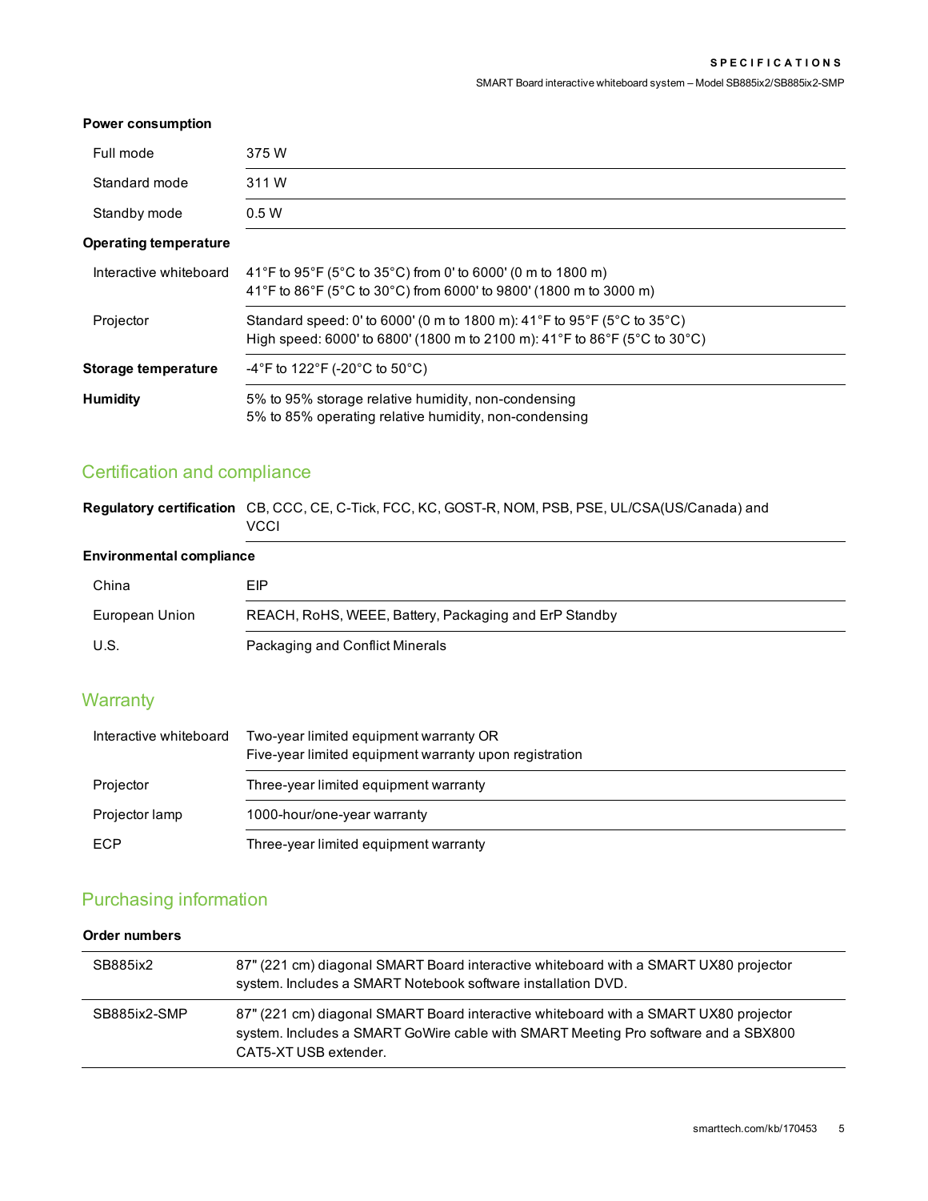| **Power consumption** | |
|---|---|
| Full mode | 375 W |
| Standard mode | 311 W |
| Standby mode | 0.5 W |
| **Operating temperature** | |
| Interactive whiteboard | 41°F to 95°F (5°C to 35°C) from 0' to 6000' (0 m to 1800 m)<br>41°F to 86°F (5°C to 30°C) from 6000' to 9800' (1800 m to 3000 m) |
| Projector | Standard speed: 0' to 6000' (0 m to 1800 m): 41°F to 95°F (5°C to 35°C)<br>High speed: 6000' to 6800' (1800 m to 2100 m): 41°F to 86°F (5°C to 30°C) |
| **Storage temperature** | -4°F to 122°F (-20°C to 50°C) |
| **Humidity** | 5% to 95% storage relative humidity, non-condensing<br>5% to 85% operating relative humidity, non-condensing |

## Certification and compliance

| **Regulatory certification** | CB, CCC, CE, C-Tick, FCC, KC, GOST-R, NOM, PSB, PSE, UL/CSA(US/Canada) and VCCI |
|---|---|
| **Environmental compliance** | |
| China | EIP |
| European Union | REACH, RoHS, WEEE, Battery, Packaging and ErP Standby |
| U.S. | Packaging and Conflict Minerals |

## Warranty

| | |
|---|---|
| Interactive whiteboard | Two-year limited equipment warranty OR<br>Five-year limited equipment warranty upon registration |
| Projector | Three-year limited equipment warranty |
| Projector lamp | 1000-hour/one-year warranty |
| ECP | Three-year limited equipment warranty |

## Purchasing information

**Order numbers**

| | |
|---|---|
| SB885ix2 | 87" (221 cm) diagonal SMART Board interactive whiteboard with a SMART UX80 projector system. Includes a SMART Notebook software installation DVD. |
| SB885ix2-SMP | 87" (221 cm) diagonal SMART Board interactive whiteboard with a SMART UX80 projector system. Includes a SMART GoWire cable with SMART Meeting Pro software and a SBX800 CAT5-XT USB extender. |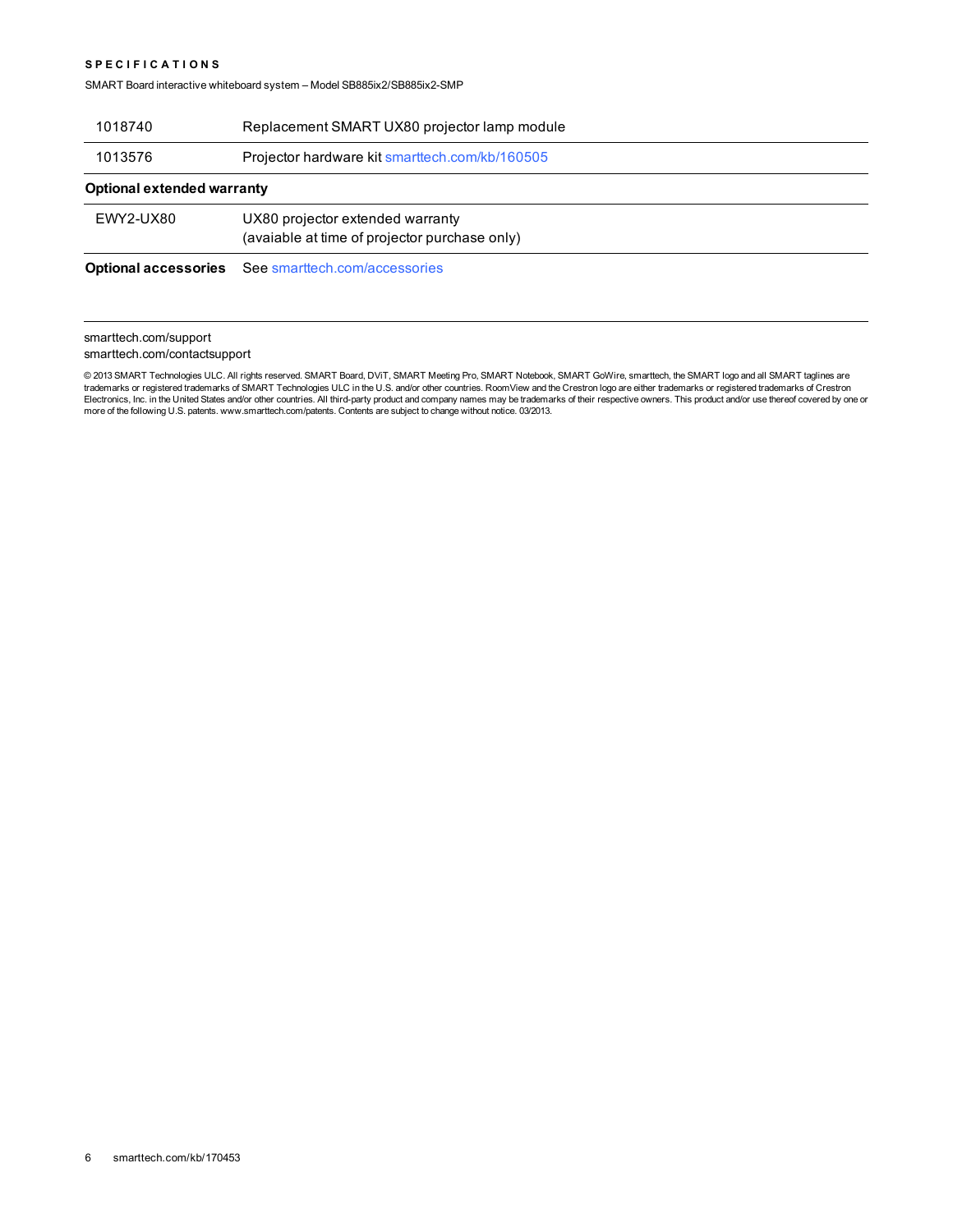| | |
|---|---|
| 1018740 | Replacement SMART UX80 projector lamp module |
| 1013576 | Projector hardware kit smarttech.com/kb/160505 |
| **Optional extended warranty** | |
| EWY2-UX80 | UX80 projector extended warranty (avaiable at time of projector purchase only) |
| **Optional accessories** | See smarttech.com/accessories |

smarttech.com/support
smarttech.com/contactsupport

© 2013 SMART Technologies ULC. All rights reserved. SMART Board, DViT, SMART Meeting Pro, SMART Notebook, SMART GoWire, smarttech, the SMART logo and all SMART taglines are trademarks or registered trademarks of SMART Technologies ULC in the U.S. and/or other countries. RoomView and the Crestron logo are either trademarks or registered trademarks of Crestron Electronics, Inc. in the United States and/or other countries. All third-party product and company names may be trademarks of their respective owners. This product and/or use thereof covered by one or more of the following U.S. patents. www.smarttech.com/patents. Contents are subject to change without notice. 03/2013.